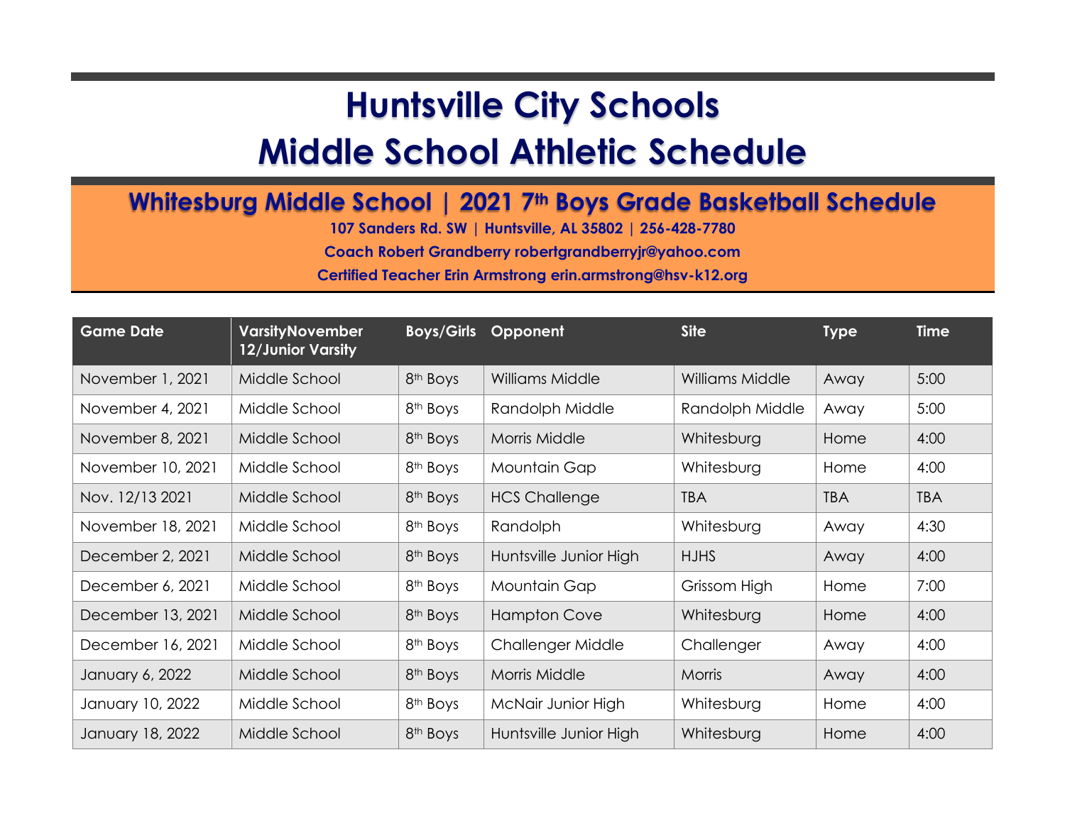# Huntsville City Schools
# Middle School Athletic Schedule

## Whitesburg Middle School | 2021 7th Boys Grade Basketball Schedule

**107 Sanders Rd. SW | Huntsville, AL 35802 | 256-428-7780**

**Coach Robert Grandberry robertgrandberryjr@yahoo.com**

**Certified Teacher Erin Armstrong erin.armstrong@hsv-k12.org**

| Game Date | VarsityNovember 12/Junior Varsity | Boys/Girls | Opponent | Site | Type | Time |
|---|---|---|---|---|---|---|
| November 1, 2021 | Middle School | 8th Boys | Williams Middle | Williams Middle | Away | 5:00 |
| November 4, 2021 | Middle School | 8th Boys | Randolph Middle | Randolph Middle | Away | 5:00 |
| November 8, 2021 | Middle School | 8th Boys | Morris Middle | Whitesburg | Home | 4:00 |
| November 10, 2021 | Middle School | 8th Boys | Mountain Gap | Whitesburg | Home | 4:00 |
| Nov. 12/13 2021 | Middle School | 8th Boys | HCS Challenge | TBA | TBA | TBA |
| November 18, 2021 | Middle School | 8th Boys | Randolph | Whitesburg | Away | 4:30 |
| December 2, 2021 | Middle School | 8th Boys | Huntsville Junior High | HJHS | Away | 4:00 |
| December 6, 2021 | Middle School | 8th Boys | Mountain Gap | Grissom High | Home | 7:00 |
| December 13, 2021 | Middle School | 8th Boys | Hampton Cove | Whitesburg | Home | 4:00 |
| December 16, 2021 | Middle School | 8th Boys | Challenger Middle | Challenger | Away | 4:00 |
| January 6, 2022 | Middle School | 8th Boys | Morris Middle | Morris | Away | 4:00 |
| January 10, 2022 | Middle School | 8th Boys | McNair Junior High | Whitesburg | Home | 4:00 |
| January 18, 2022 | Middle School | 8th Boys | Huntsville Junior High | Whitesburg | Home | 4:00 |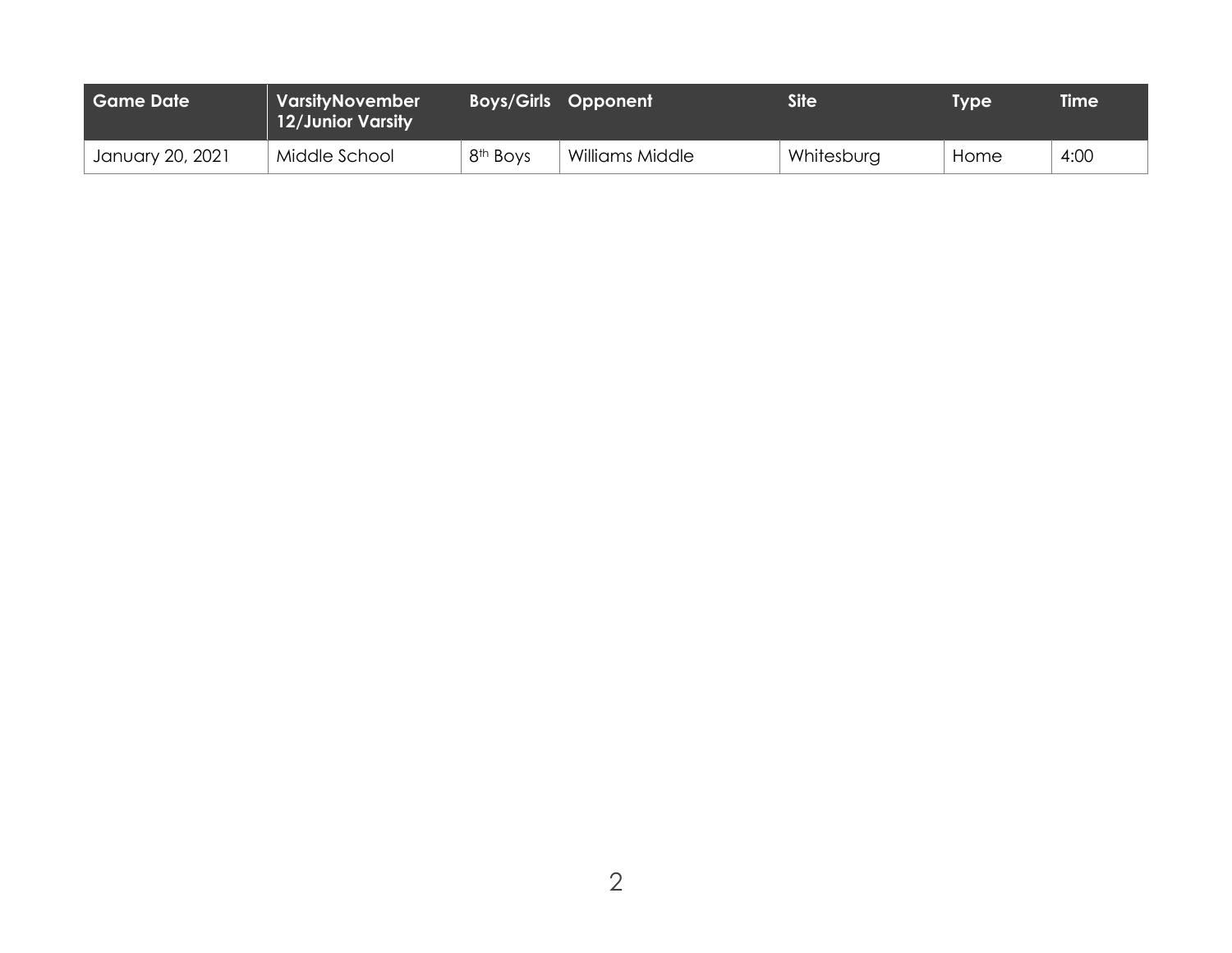| Game Date | VarsityNovember 12/Junior Varsity | Boys/Girls | Opponent | Site | Type | Time |
|---|---|---|---|---|---|---|
| January 20, 2021 | Middle School | $8^{th}$ Boys | Williams Middle | Whitesburg | Home | 4:00 |